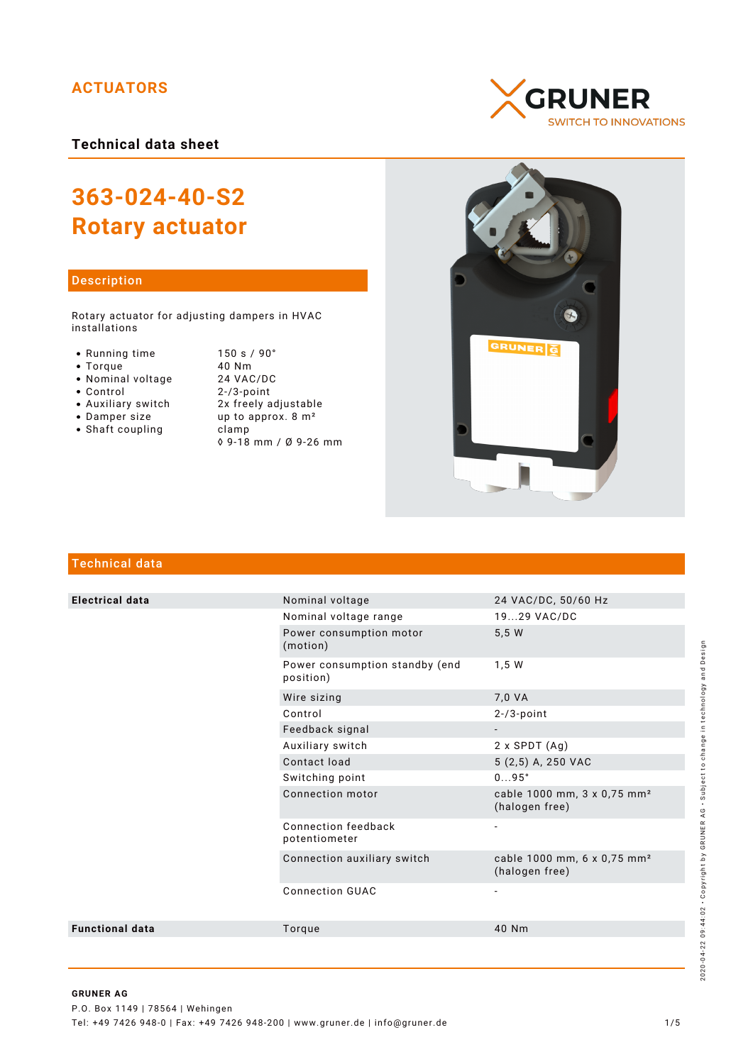ACTUATORS

GRUNER
SWITCH TO INNOVATIONS

**Technical data sheet**

# 363-024-40-S2
# Rotary actuator

## Description

Rotary actuator for adjusting dampers in HVAC installations

- Running time: 150 s / 90°
- Torque: 40 Nm
- Nominal voltage: 24 VAC/DC
- Control: 2-/3-point
- Auxiliary switch: 2x freely adjustable
- Damper size: up to approx. 8 m²
- Shaft coupling: clamp ◊ 9-18 mm / Ø 9-26 mm

## Technical data

| | | |
|---|---|---|
| **Electrical data** | Nominal voltage | 24 VAC/DC, 50/60 Hz |
| | Nominal voltage range | 19...29 VAC/DC |
| | Power consumption motor (motion) | 5,5 W |
| | Power consumption standby (end position) | 1,5 W |
| | Wire sizing | 7,0 VA |
| | Control | 2-/3-point |
| | Feedback signal | - |
| | Auxiliary switch | 2 x SPDT (Ag) |
| | Contact load | 5 (2,5) A, 250 VAC |
| | Switching point | 0...95° |
| | Connection motor | cable 1000 mm, 3 x 0,75 mm² (halogen free) |
| | Connection feedback potentiometer | - |
| | Connection auxiliary switch | cable 1000 mm, 6 x 0,75 mm² (halogen free) |
| | Connection GUAC | - |
| **Functional data** | Torque | 40 Nm |

2020-04-22 09:44:02 • Copyright by GRUNER AG • Subject to change in technology and Design

**GRUNER AG**
P.O. Box 1149 | 78564 | Wehingen
Tel: +49 7426 948-0 | Fax: +49 7426 948-200 | www.gruner.de | info@gruner.de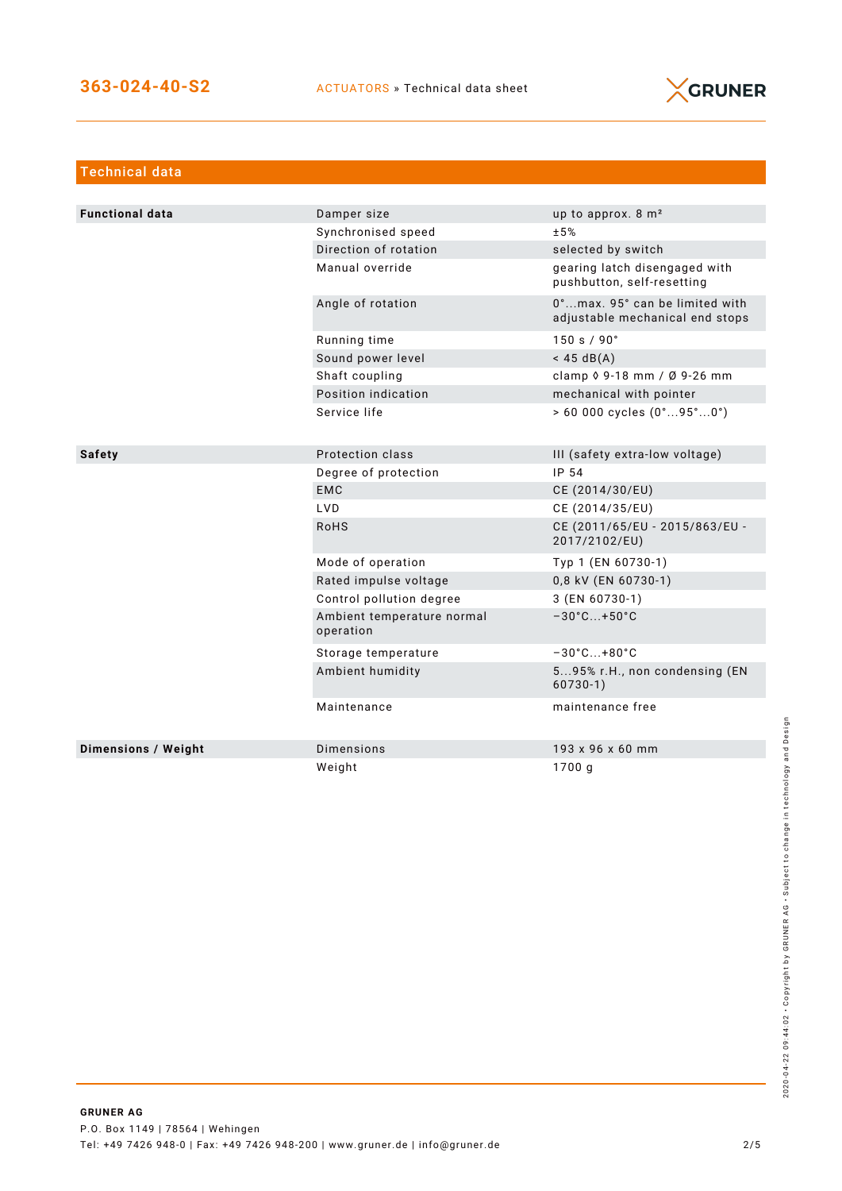## Technical data

| | | |
|---|---|---|
| **Functional data** | Damper size | up to approx. 8 m² |
| | Synchronised speed | ±5% |
| | Direction of rotation | selected by switch |
| | Manual override | gearing latch disengaged with pushbutton, self-resetting |
| | Angle of rotation | 0°...max. 95° can be limited with adjustable mechanical end stops |
| | Running time | 150 s / 90° |
| | Sound power level | < 45 dB(A) |
| | Shaft coupling | clamp ◊ 9-18 mm / Ø 9-26 mm |
| | Position indication | mechanical with pointer |
| | Service life | > 60 000 cycles (0°...95°...0°) |
| **Safety** | Protection class | III (safety extra-low voltage) |
| | Degree of protection | IP 54 |
| | EMC | CE (2014/30/EU) |
| | LVD | CE (2014/35/EU) |
| | RoHS | CE (2011/65/EU - 2015/863/EU - 2017/2102/EU) |
| | Mode of operation | Typ 1 (EN 60730-1) |
| | Rated impulse voltage | 0,8 kV (EN 60730-1) |
| | Control pollution degree | 3 (EN 60730-1) |
| | Ambient temperature normal operation | −30°C...+50°C |
| | Storage temperature | −30°C...+80°C |
| | Ambient humidity | 5...95% r.H., non condensing (EN 60730-1) |
| | Maintenance | maintenance free |
| **Dimensions / Weight** | Dimensions | 193 x 96 x 60 mm |
| | Weight | 1700 g |

**GRUNER AG**
P.O. Box 1149 | 78564 | Wehingen
Tel: +49 7426 948-0 | Fax: +49 7426 948-200 | www.gruner.de | info@gruner.de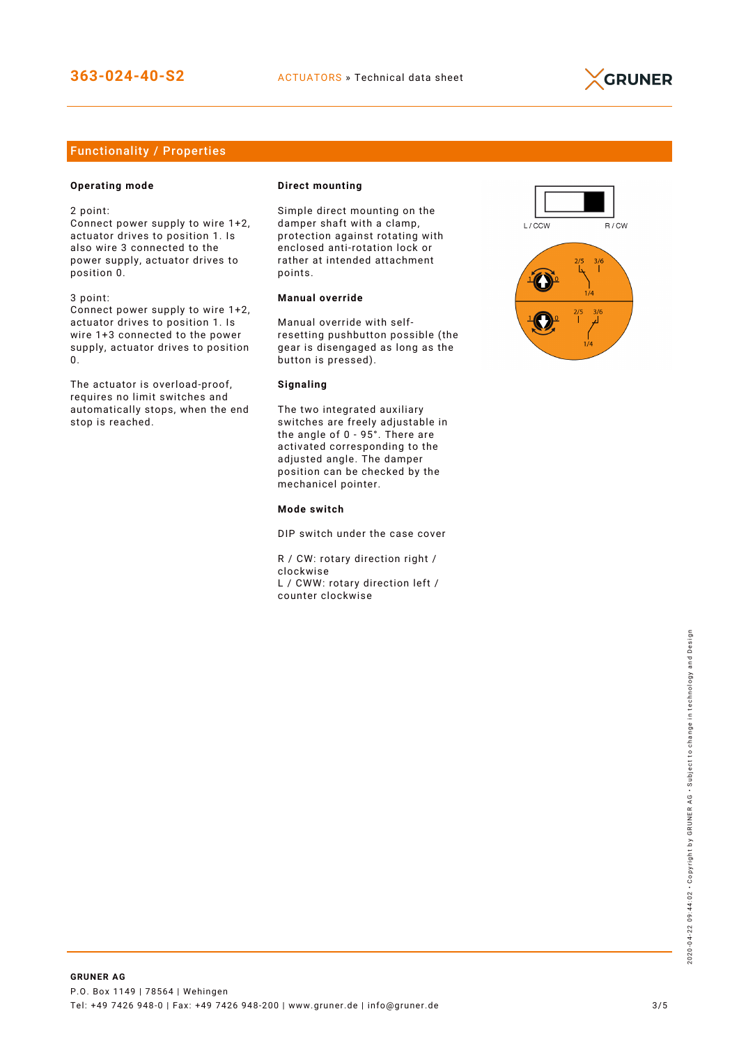## Functionality / Properties

**Operating mode**

2 point:
Connect power supply to wire 1+2, actuator drives to position 1. Is also wire 3 connected to the power supply, actuator drives to position 0.

3 point:
Connect power supply to wire 1+2, actuator drives to position 1. Is wire 1+3 connected to the power supply, actuator drives to position 0.

The actuator is overload-proof, requires no limit switches and automatically stops, when the end stop is reached.

**Direct mounting**

Simple direct mounting on the damper shaft with a clamp, protection against rotating with enclosed anti-rotation lock or rather at intended attachment points.

**Manual override**

Manual override with self-resetting pushbutton possible (the gear is disengaged as long as the button is pressed).

**Signaling**

The two integrated auxiliary switches are freely adjustable in the angle of 0 - 95°. There are activated corresponding to the adjusted angle. The damper position can be checked by the mechanicel pointer.

**Mode switch**

DIP switch under the case cover

R / CW: rotary direction right / clockwise
L / CWW: rotary direction left / counter clockwise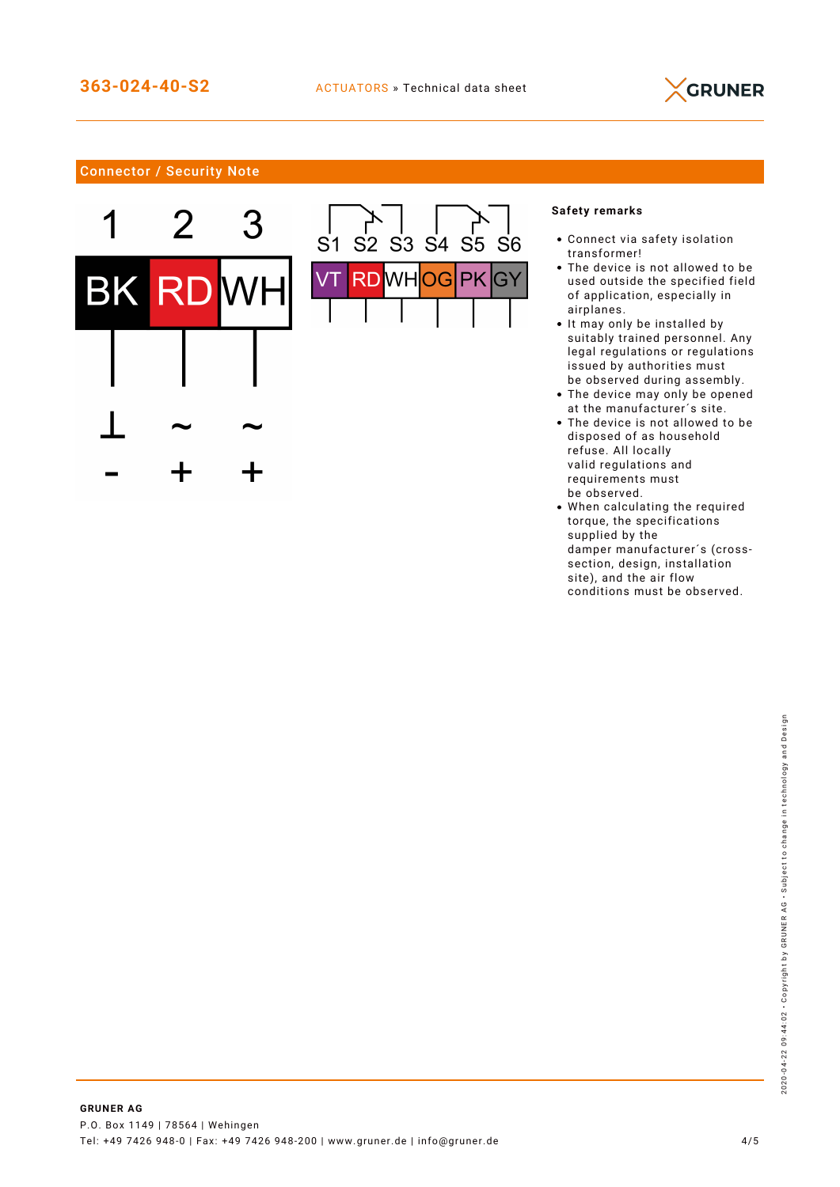## Connector / Security Note

| 1 | 2 | 3 |
|---|---|---|
| BK | RD | WH |
| ⊥ | ~ | ~ |
| - | + | + |

| S1 | S2 | S3 | S4 | S5 | S6 |
|---|---|---|---|---|---|
| VT | RD | WH | OG | PK | GY |

**Safety remarks**

- Connect via safety isolation transformer!
- The device is not allowed to be used outside the specified field of application, especially in airplanes.
- It may only be installed by suitably trained personnel. Any legal regulations or regulations issued by authorities must be observed during assembly.
- The device may only be opened at the manufacturer´s site.
- The device is not allowed to be disposed of as household refuse. All locally valid regulations and requirements must be observed.
- When calculating the required torque, the specifications supplied by the damper manufacturer´s (cross-section, design, installation site), and the air flow conditions must be observed.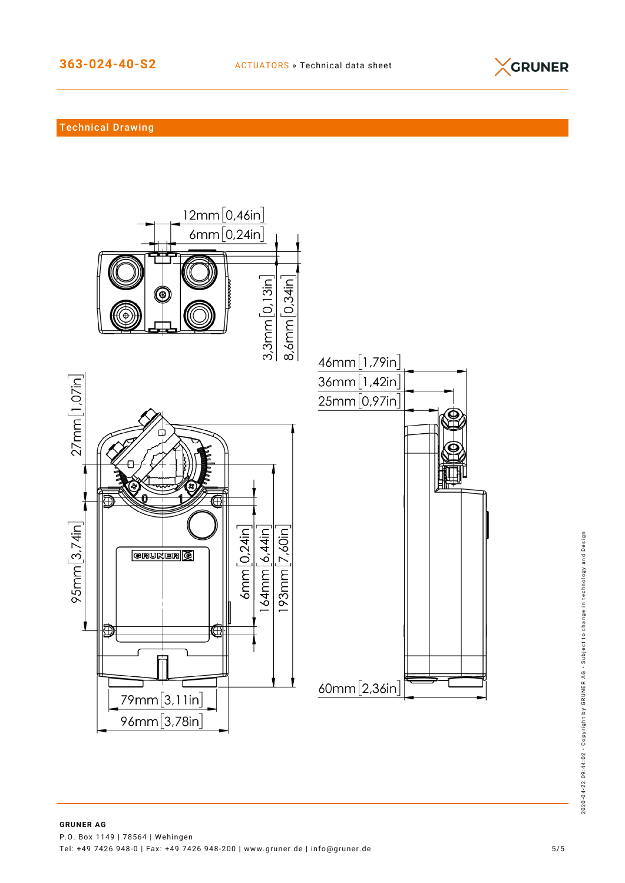## Technical Drawing

12mm [0,46in]
6mm [0,24in]
3,3mm [0,13in]
8,6mm [0,34in]
27mm [1,07in]
95mm [3,74in]
6mm [0,24in]
164mm [6,44in]
193mm [7,60in]
79mm [3,11in]
96mm [3,78in]
46mm [1,79in]
36mm [1,42in]
25mm [0,97in]
60mm [2,36in]

GRUNER

2020-04-22 09:44:02 · Copyright by GRUNER AG · Subject to change in technology and Design

**GRUNER AG**
P.O. Box 1149 | 78564 | Wehingen
Tel: +49 7426 948-0 | Fax: +49 7426 948-200 | www.gruner.de | info@gruner.de